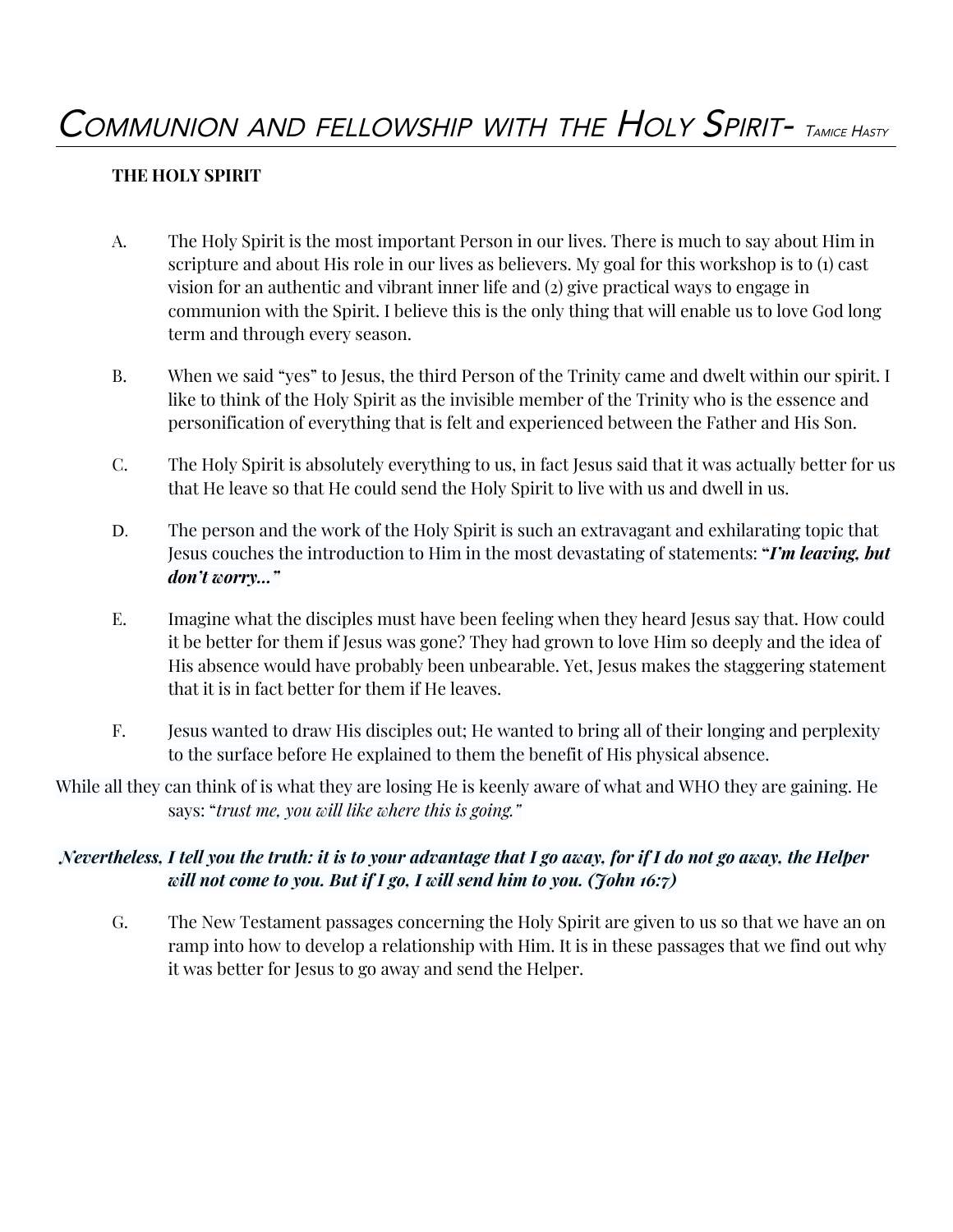# Communion and fellowship with the Holy Spirit- Tamice Hasty

**THE HOLY SPIRIT**

A. The Holy Spirit is the most important Person in our lives. There is much to say about Him in scripture and about His role in our lives as believers. My goal for this workshop is to (1) cast vision for an authentic and vibrant inner life and (2) give practical ways to engage in communion with the Spirit. I believe this is the only thing that will enable us to love God long term and through every season.

B. When we said "yes" to Jesus, the third Person of the Trinity came and dwelt within our spirit. I like to think of the Holy Spirit as the invisible member of the Trinity who is the essence and personification of everything that is felt and experienced between the Father and His Son.

C. The Holy Spirit is absolutely everything to us, in fact Jesus said that it was actually better for us that He leave so that He could send the Holy Spirit to live with us and dwell in us.

D. The person and the work of the Holy Spirit is such an extravagant and exhilarating topic that Jesus couches the introduction to Him in the most devastating of statements: ***"I'm leaving, but don't worry..."***

E. Imagine what the disciples must have been feeling when they heard Jesus say that. How could it be better for them if Jesus was gone? They had grown to love Him so deeply and the idea of His absence would have probably been unbearable. Yet, Jesus makes the staggering statement that it is in fact better for them if He leaves.

F. Jesus wanted to draw His disciples out; He wanted to bring all of their longing and perplexity to the surface before He explained to them the benefit of His physical absence.

While all they can think of is what they are losing He is keenly aware of what and WHO they are gaining. He says: "*trust me, you will like where this is going."*

***Nevertheless, I tell you the truth: it is to your advantage that I go away, for if I do not go away, the Helper will not come to you. But if I go, I will send him to you. (John 16:7)***

G. The New Testament passages concerning the Holy Spirit are given to us so that we have an on ramp into how to develop a relationship with Him. It is in these passages that we find out why it was better for Jesus to go away and send the Helper.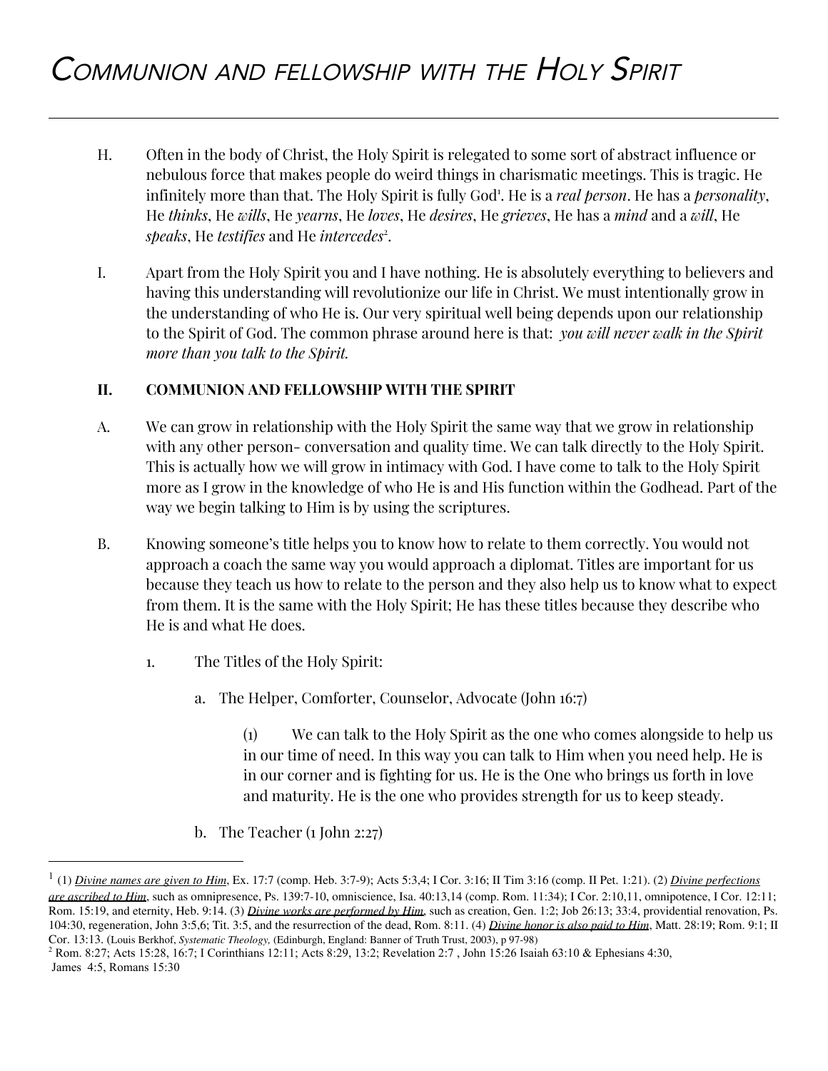H. Often in the body of Christ, the Holy Spirit is relegated to some sort of abstract influence or nebulous force that makes people do weird things in charismatic meetings. This is tragic. He infinitely more than that. The Holy Spirit is fully God[1]. He is a *real person*. He has a *personality*, He *thinks*, He *wills*, He *yearns*, He *loves*, He *desires*, He *grieves*, He has a *mind* and a *will*, He *speaks*, He *testifies* and He *intercedes*[2].

I. Apart from the Holy Spirit you and I have nothing. He is absolutely everything to believers and having this understanding will revolutionize our life in Christ. We must intentionally grow in the understanding of who He is. Our very spiritual well being depends upon our relationship to the Spirit of God. The common phrase around here is that: *you will never walk in the Spirit more than you talk to the Spirit.*

## II. COMMUNION AND FELLOWSHIP WITH THE SPIRIT

A. We can grow in relationship with the Holy Spirit the same way that we grow in relationship with any other person- conversation and quality time. We can talk directly to the Holy Spirit. This is actually how we will grow in intimacy with God. I have come to talk to the Holy Spirit more as I grow in the knowledge of who He is and His function within the Godhead. Part of the way we begin talking to Him is by using the scriptures.

B. Knowing someone's title helps you to know how to relate to them correctly. You would not approach a coach the same way you would approach a diplomat. Titles are important for us because they teach us how to relate to the person and they also help us to know what to expect from them. It is the same with the Holy Spirit; He has these titles because they describe who He is and what He does.

1. The Titles of the Holy Spirit:

   a. The Helper, Comforter, Counselor, Advocate (John 16:7)

      (1) We can talk to the Holy Spirit as the one who comes alongside to help us in our time of need. In this way you can talk to Him when you need help. He is in our corner and is fighting for us. He is the One who brings us forth in love and maturity. He is the one who provides strength for us to keep steady.

   b. The Teacher (1 John 2:27)

---

[1] (1) *Divine names are given to Him*, Ex. 17:7 (comp. Heb. 3:7-9); Acts 5:3,4; I Cor. 3:16; II Tim 3:16 (comp. II Pet. 1:21). (2) *Divine perfections are ascribed to Him*, such as omnipresence, Ps. 139:7-10, omniscience, Isa. 40:13,14 (comp. Rom. 11:34); I Cor. 2:10,11, omnipotence, I Cor. 12:11; Rom. 15:19, and eternity, Heb. 9:14. (3) *Divine works are performed by Him*, such as creation, Gen. 1:2; Job 26:13; 33:4, providential renovation, Ps. 104:30, regeneration, John 3:5,6; Tit. 3:5, and the resurrection of the dead, Rom. 8:11. (4) *Divine honor is also paid to Him*, Matt. 28:19; Rom. 9:1; II Cor. 13:13. (Louis Berkhof, *Systematic Theology,* (Edinburgh, England: Banner of Truth Trust, 2003), p 97-98)

[2] Rom. 8:27; Acts 15:28, 16:7; I Corinthians 12:11; Acts 8:29, 13:2; Revelation 2:7 , John 15:26 Isaiah 63:10 & Ephesians 4:30, James 4:5, Romans 15:30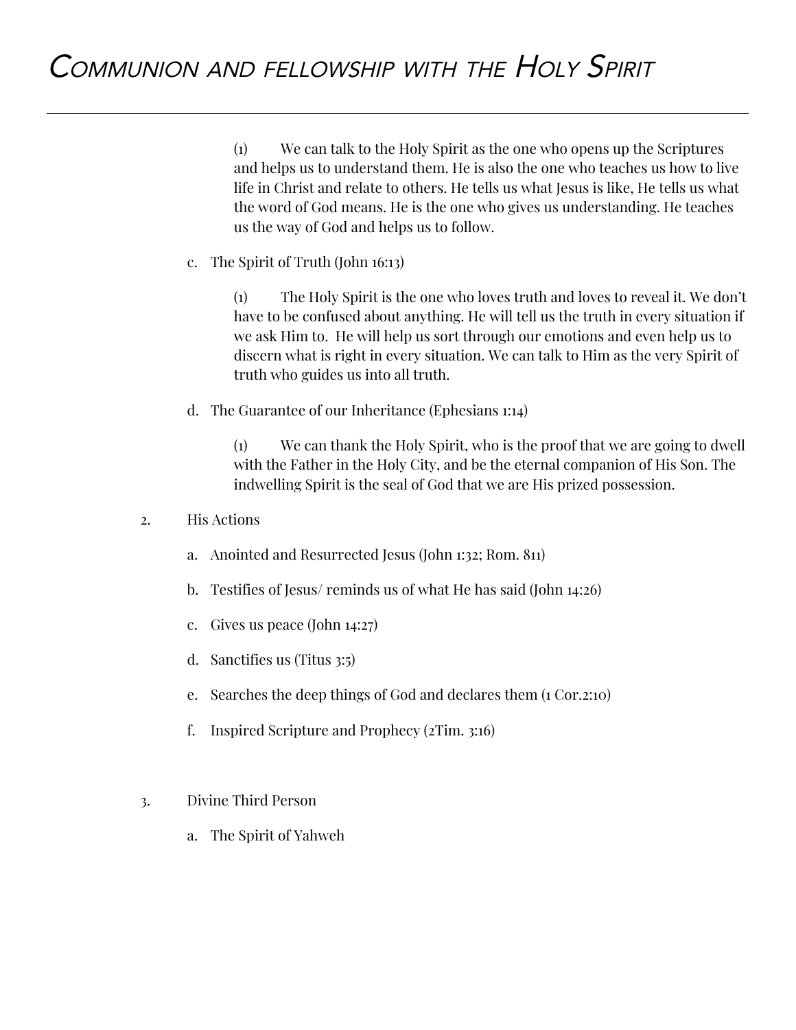(1) We can talk to the Holy Spirit as the one who opens up the Scriptures and helps us to understand them. He is also the one who teaches us how to live life in Christ and relate to others. He tells us what Jesus is like, He tells us what the word of God means. He is the one who gives us understanding. He teaches us the way of God and helps us to follow.

c. The Spirit of Truth (John 16:13)

(1) The Holy Spirit is the one who loves truth and loves to reveal it. We don't have to be confused about anything. He will tell us the truth in every situation if we ask Him to. He will help us sort through our emotions and even help us to discern what is right in every situation. We can talk to Him as the very Spirit of truth who guides us into all truth.

d. The Guarantee of our Inheritance (Ephesians 1:14)

(1) We can thank the Holy Spirit, who is the proof that we are going to dwell with the Father in the Holy City, and be the eternal companion of His Son. The indwelling Spirit is the seal of God that we are His prized possession.

2. His Actions

a. Anointed and Resurrected Jesus (John 1:32; Rom. 811)

b. Testifies of Jesus/ reminds us of what He has said (John 14:26)

c. Gives us peace (John 14:27)

d. Sanctifies us (Titus 3:5)

e. Searches the deep things of God and declares them (1 Cor.2:10)

f. Inspired Scripture and Prophecy (2Tim. 3:16)

3. Divine Third Person

a. The Spirit of Yahweh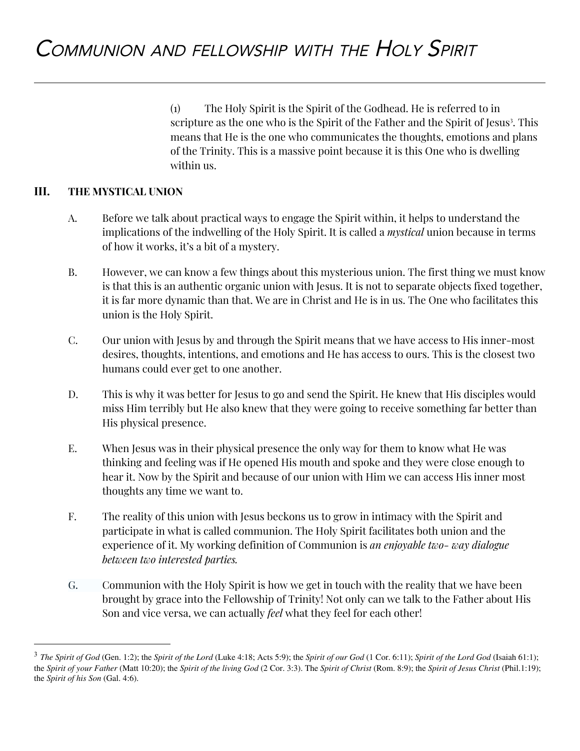(1) The Holy Spirit is the Spirit of the Godhead. He is referred to in scripture as the one who is the Spirit of the Father and the Spirit of Jesus[3]. This means that He is the one who communicates the thoughts, emotions and plans of the Trinity. This is a massive point because it is this One who is dwelling within us.

## III. THE MYSTICAL UNION

A. Before we talk about practical ways to engage the Spirit within, it helps to understand the implications of the indwelling of the Holy Spirit. It is called a *mystical* union because in terms of how it works, it's a bit of a mystery.

B. However, we can know a few things about this mysterious union. The first thing we must know is that this is an authentic organic union with Jesus. It is not to separate objects fixed together, it is far more dynamic than that. We are in Christ and He is in us. The One who facilitates this union is the Holy Spirit.

C. Our union with Jesus by and through the Spirit means that we have access to His inner-most desires, thoughts, intentions, and emotions and He has access to ours. This is the closest two humans could ever get to one another.

D. This is why it was better for Jesus to go and send the Spirit. He knew that His disciples would miss Him terribly but He also knew that they were going to receive something far better than His physical presence.

E. When Jesus was in their physical presence the only way for them to know what He was thinking and feeling was if He opened His mouth and spoke and they were close enough to hear it. Now by the Spirit and because of our union with Him we can access His inner most thoughts any time we want to.

F. The reality of this union with Jesus beckons us to grow in intimacy with the Spirit and participate in what is called communion. The Holy Spirit facilitates both union and the experience of it. My working definition of Communion is *an enjoyable two- way dialogue between two interested parties.*

G. Communion with the Holy Spirit is how we get in touch with the reality that we have been brought by grace into the Fellowship of Trinity! Not only can we talk to the Father about His Son and vice versa, we can actually *feel* what they feel for each other!

---

[3] *The Spirit of God* (Gen. 1:2); the *Spirit of the Lord* (Luke 4:18; Acts 5:9); the *Spirit of our God* (1 Cor. 6:11); *Spirit of the Lord God* (Isaiah 61:1); the *Spirit of your Father* (Matt 10:20); the *Spirit of the living God* (2 Cor. 3:3). The *Spirit of Christ* (Rom. 8:9); the *Spirit of Jesus Christ* (Phil.1:19); the *Spirit of his Son* (Gal. 4:6).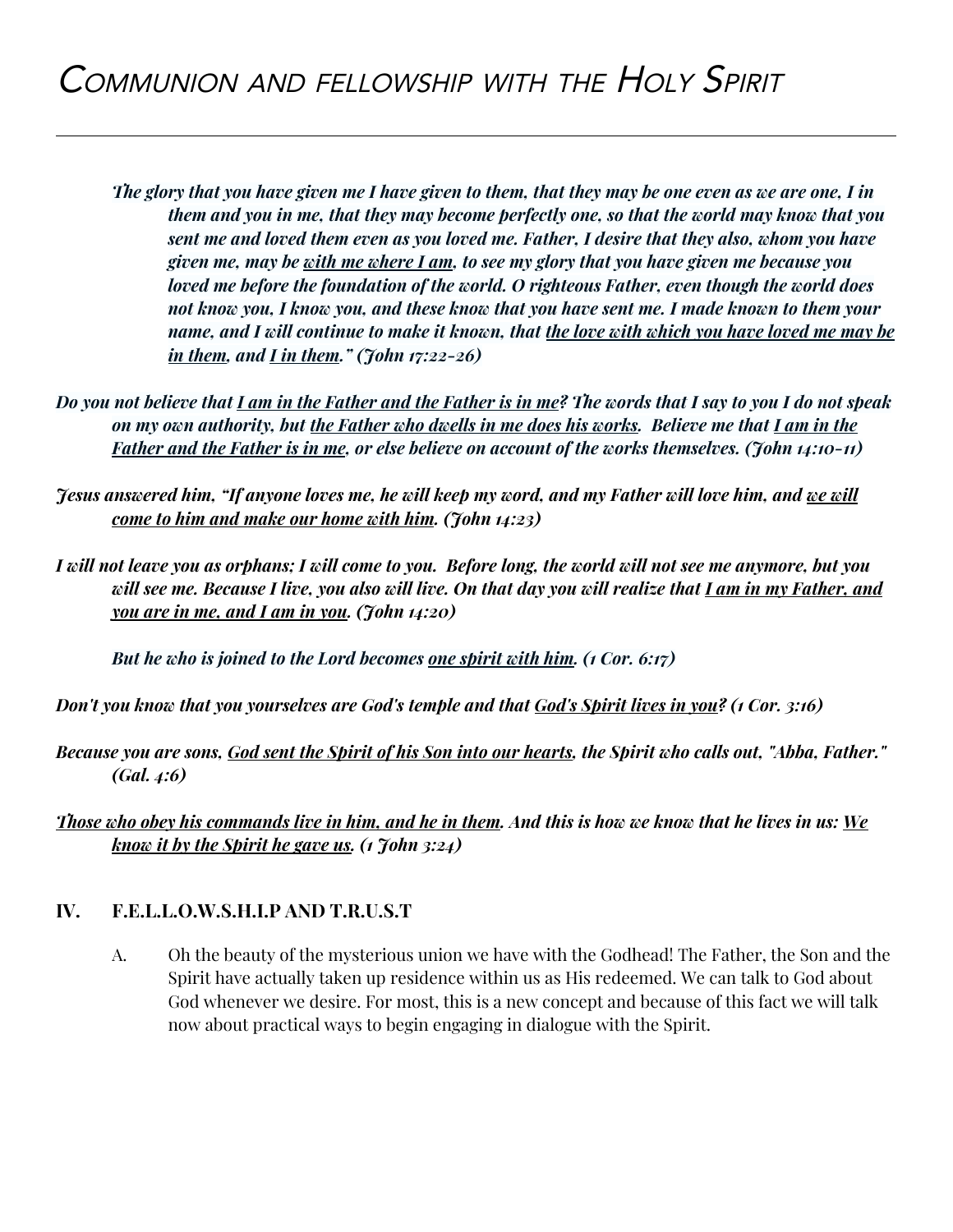# Communion and fellowship with the Holy Spirit

---

***The glory that you have given me I have given to them, that they may be one even as we are one, I in them and you in me, that they may become perfectly one, so that the world may know that you sent me and loved them even as you loved me. Father, I desire that they also, whom you have given me, may be <u>with me where I am</u>, to see my glory that you have given me because you loved me before the foundation of the world. O righteous Father, even though the world does not know you, I know you, and these know that you have sent me. I made known to them your name, and I will continue to make it known, that <u>the love with which you have loved me may be in them</u>, and <u>I in them</u>." (John 17:22-26)***

***Do you not believe that <u>I am in the Father and the Father is in me</u>? The words that I say to you I do not speak on my own authority, but <u>the Father who dwells in me does his works</u>. Believe me that <u>I am in the Father and the Father is in me</u>, or else believe on account of the works themselves. (John 14:10-11)***

***Jesus answered him, "If anyone loves me, he will keep my word, and my Father will love him, and <u>we will come to him and make our home with him</u>. (John 14:23)***

***I will not leave you as orphans; I will come to you. Before long, the world will not see me anymore, but you will see me. Because I live, you also will live. On that day you will realize that <u>I am in my Father, and you are in me, and I am in you</u>. (John 14:20)***

***But he who is joined to the Lord becomes <u>one spirit with him</u>. (1 Cor. 6:17)***

***Don't you know that you yourselves are God's temple and that <u>God's Spirit lives in you</u>? (1 Cor. 3:16)***

***Because you are sons, <u>God sent the Spirit of his Son into our hearts</u>, the Spirit who calls out, "Abba, Father." (Gal. 4:6)***

***<u>Those who obey his commands live in him, and he in them</u>. And this is how we know that he lives in us: <u>We know it by the Spirit he gave us.</u> (1 John 3:24)***

## IV. F.E.L.L.O.W.S.H.I.P AND T.R.U.S.T

A. Oh the beauty of the mysterious union we have with the Godhead! The Father, the Son and the Spirit have actually taken up residence within us as His redeemed. We can talk to God about God whenever we desire. For most, this is a new concept and because of this fact we will talk now about practical ways to begin engaging in dialogue with the Spirit.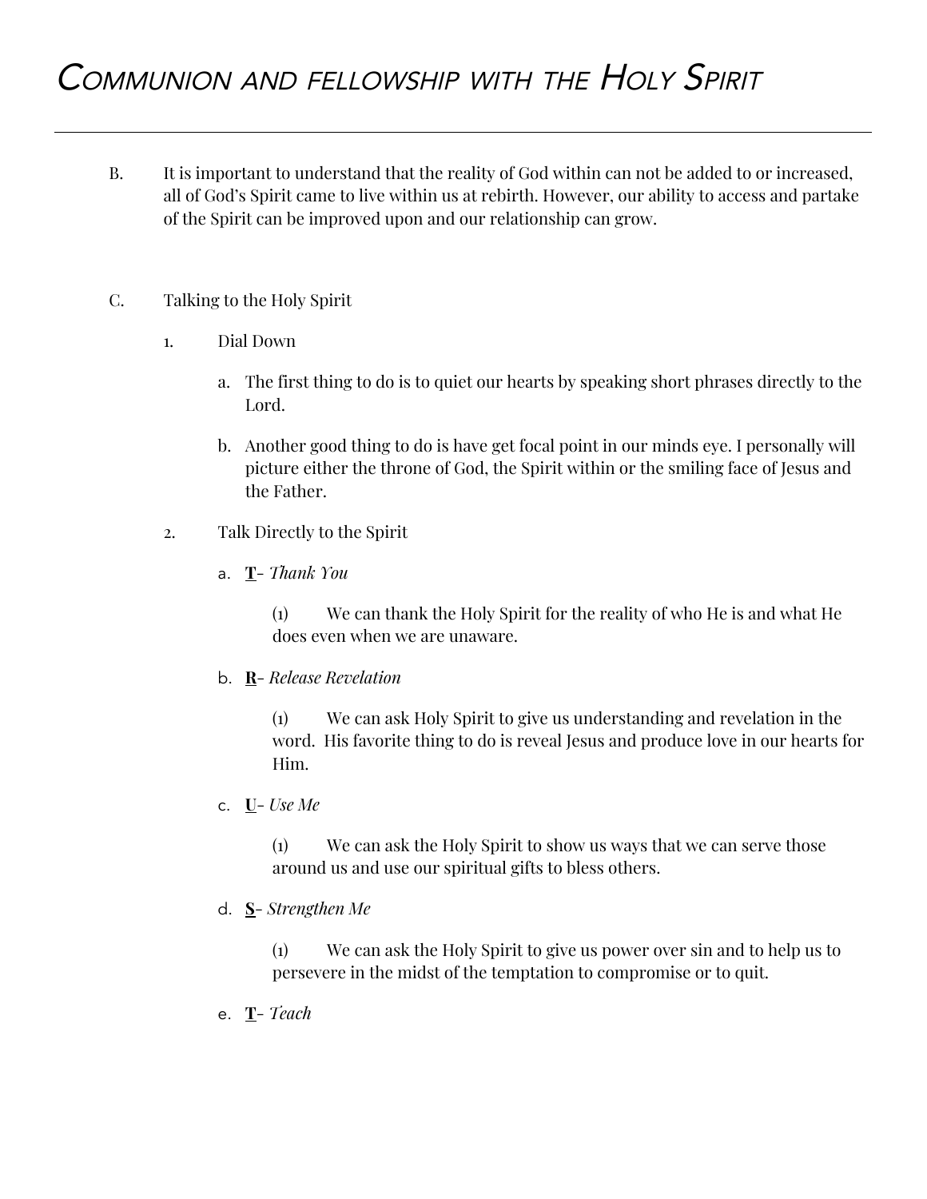B. It is important to understand that the reality of God within can not be added to or increased, all of God's Spirit came to live within us at rebirth. However, our ability to access and partake of the Spirit can be improved upon and our relationship can grow.

C. Talking to the Holy Spirit

1. Dial Down

   a. The first thing to do is to quiet our hearts by speaking short phrases directly to the Lord.

   b. Another good thing to do is have get focal point in our minds eye. I personally will picture either the throne of God, the Spirit within or the smiling face of Jesus and the Father.

2. Talk Directly to the Spirit

   a. **<u>T</u>**- *Thank You*

      (1) We can thank the Holy Spirit for the reality of who He is and what He does even when we are unaware.

   b. **<u>R</u>**- *Release Revelation*

      (1) We can ask Holy Spirit to give us understanding and revelation in the word. His favorite thing to do is reveal Jesus and produce love in our hearts for Him.

   c. **<u>U</u>**- *Use Me*

      (1) We can ask the Holy Spirit to show us ways that we can serve those around us and use our spiritual gifts to bless others.

   d. **<u>S</u>**- *Strengthen Me*

      (1) We can ask the Holy Spirit to give us power over sin and to help us to persevere in the midst of the temptation to compromise or to quit.

   e. **<u>T</u>**- *Teach*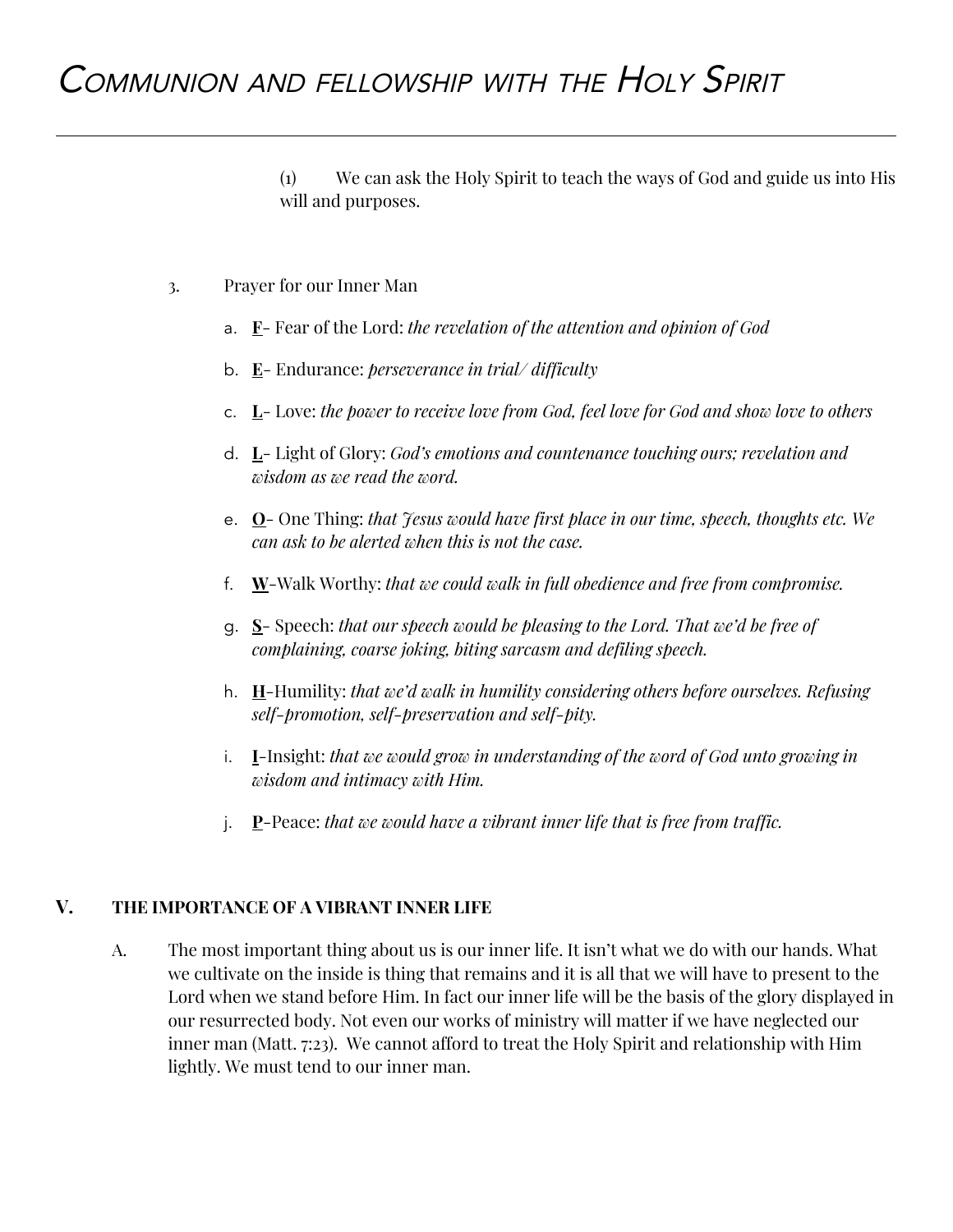(1) We can ask the Holy Spirit to teach the ways of God and guide us into His will and purposes.

3. Prayer for our Inner Man

   a. **<u>F</u>**- Fear of the Lord: *the revelation of the attention and opinion of God*

   b. **<u>E</u>**- Endurance: *perseverance in trial/ difficulty*

   c. **<u>L</u>**- Love: *the power to receive love from God, feel love for God and show love to others*

   d. **<u>L</u>**- Light of Glory: *God's emotions and countenance touching ours; revelation and wisdom as we read the word.*

   e. **<u>O</u>**- One Thing: *that Jesus would have first place in our time, speech, thoughts etc. We can ask to be alerted when this is not the case.*

   f. **<u>W</u>**-Walk Worthy: *that we could walk in full obedience and free from compromise.*

   g. **<u>S</u>**- Speech: *that our speech would be pleasing to the Lord. That we'd be free of complaining, coarse joking, biting sarcasm and defiling speech.*

   h. **<u>H</u>**-Humility: *that we'd walk in humility considering others before ourselves. Refusing self-promotion, self-preservation and self-pity.*

   i. **<u>I</u>**-Insight: *that we would grow in understanding of the word of God unto growing in wisdom and intimacy with Him.*

   j. **<u>P</u>**-Peace: *that we would have a vibrant inner life that is free from traffic.*

## V. THE IMPORTANCE OF A VIBRANT INNER LIFE

A. The most important thing about us is our inner life. It isn't what we do with our hands. What we cultivate on the inside is thing that remains and it is all that we will have to present to the Lord when we stand before Him. In fact our inner life will be the basis of the glory displayed in our resurrected body. Not even our works of ministry will matter if we have neglected our inner man (Matt. 7:23). We cannot afford to treat the Holy Spirit and relationship with Him lightly. We must tend to our inner man.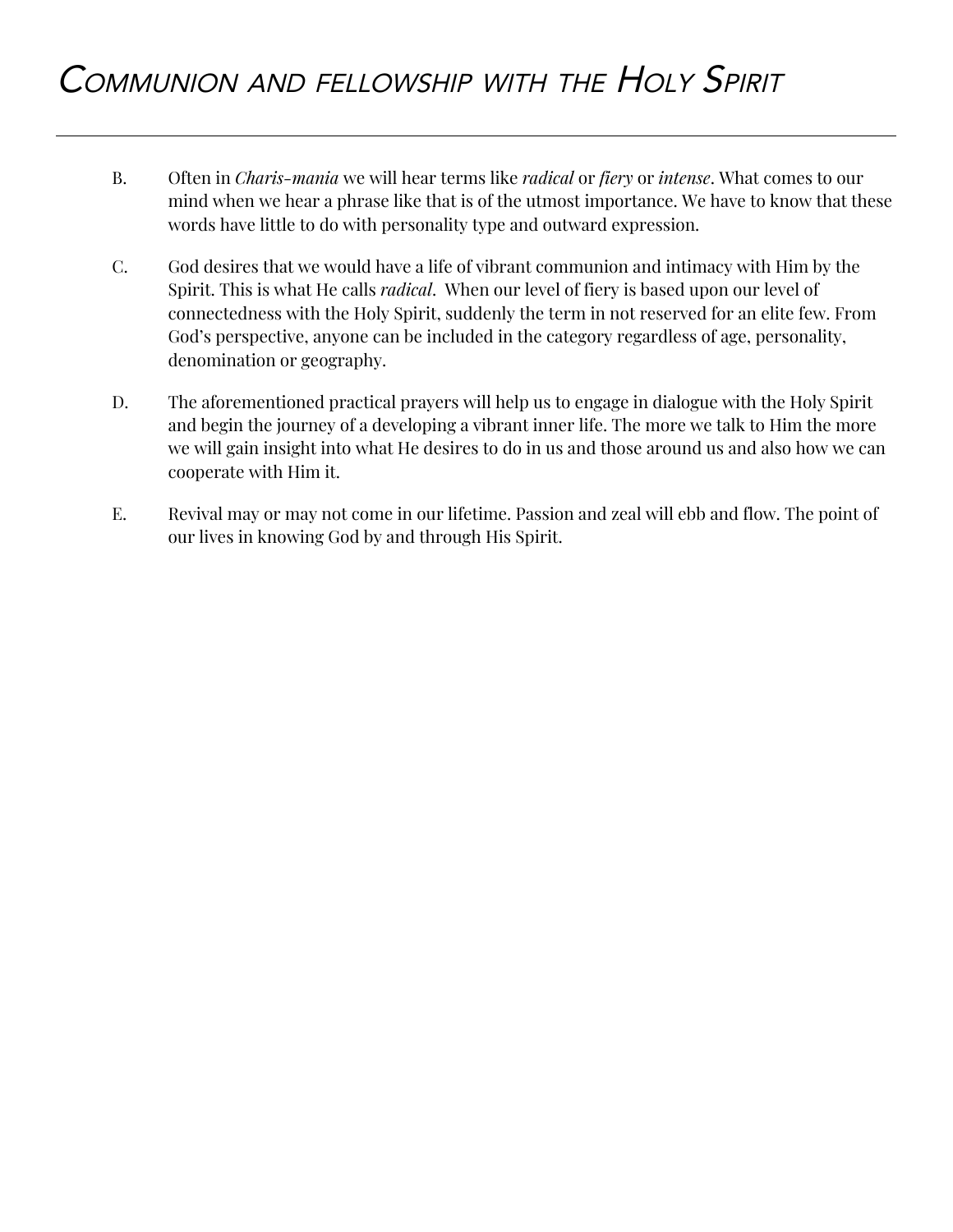B. Often in *Charis-mania* we will hear terms like *radical* or *fiery* or *intense*. What comes to our mind when we hear a phrase like that is of the utmost importance. We have to know that these words have little to do with personality type and outward expression.

C. God desires that we would have a life of vibrant communion and intimacy with Him by the Spirit. This is what He calls *radical*. When our level of fiery is based upon our level of connectedness with the Holy Spirit, suddenly the term in not reserved for an elite few. From God's perspective, anyone can be included in the category regardless of age, personality, denomination or geography.

D. The aforementioned practical prayers will help us to engage in dialogue with the Holy Spirit and begin the journey of a developing a vibrant inner life. The more we talk to Him the more we will gain insight into what He desires to do in us and those around us and also how we can cooperate with Him it.

E. Revival may or may not come in our lifetime. Passion and zeal will ebb and flow. The point of our lives in knowing God by and through His Spirit.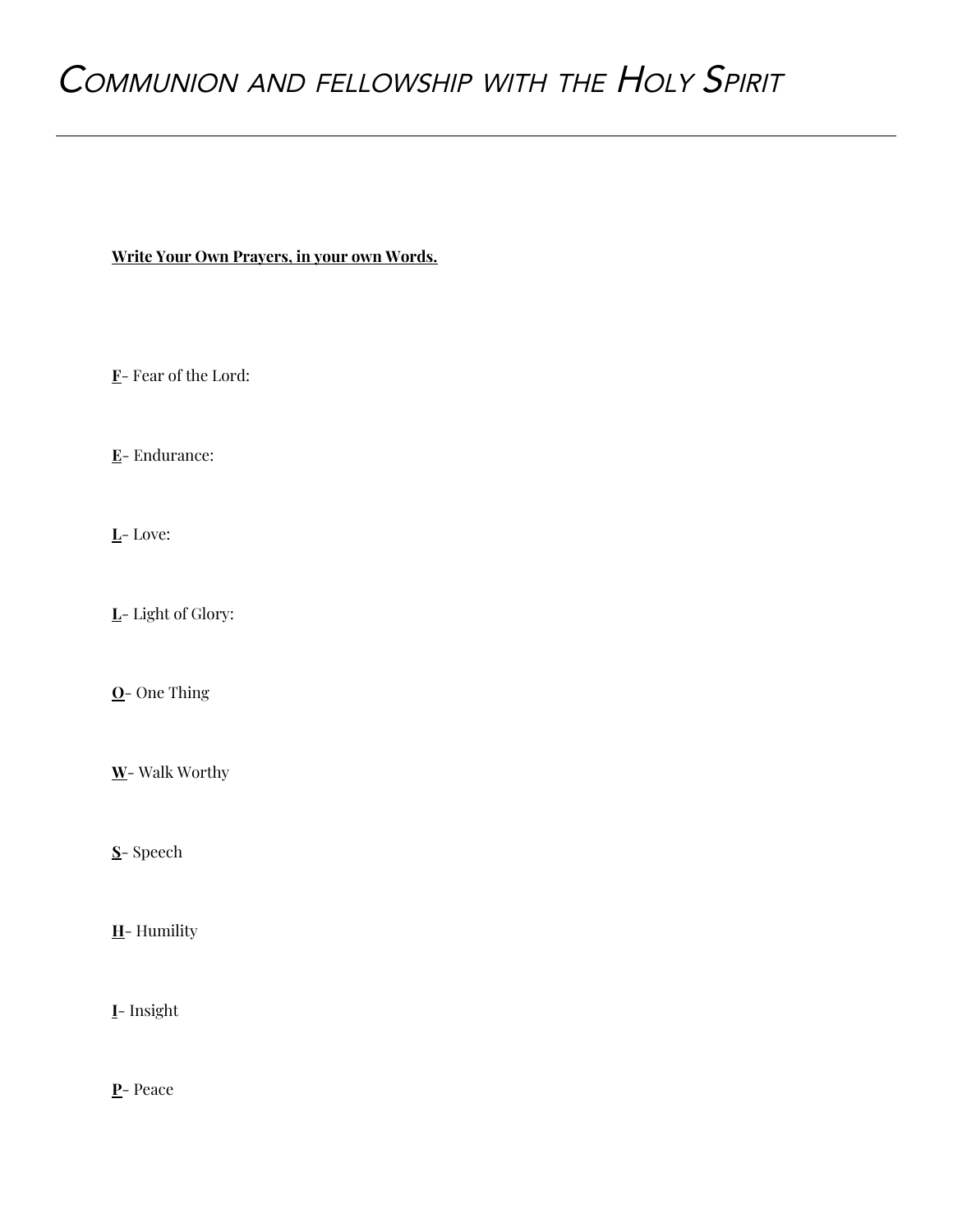# Communion and fellowship with the Holy Spirit

---

**Write Your Own Prayers, in your own Words.**

**F**- Fear of the Lord:

**E**- Endurance:

**L**- Love:

**L**- Light of Glory:

**O**- One Thing

**W**- Walk Worthy

**S**- Speech

**H**- Humility

**I**- Insight

**P**- Peace